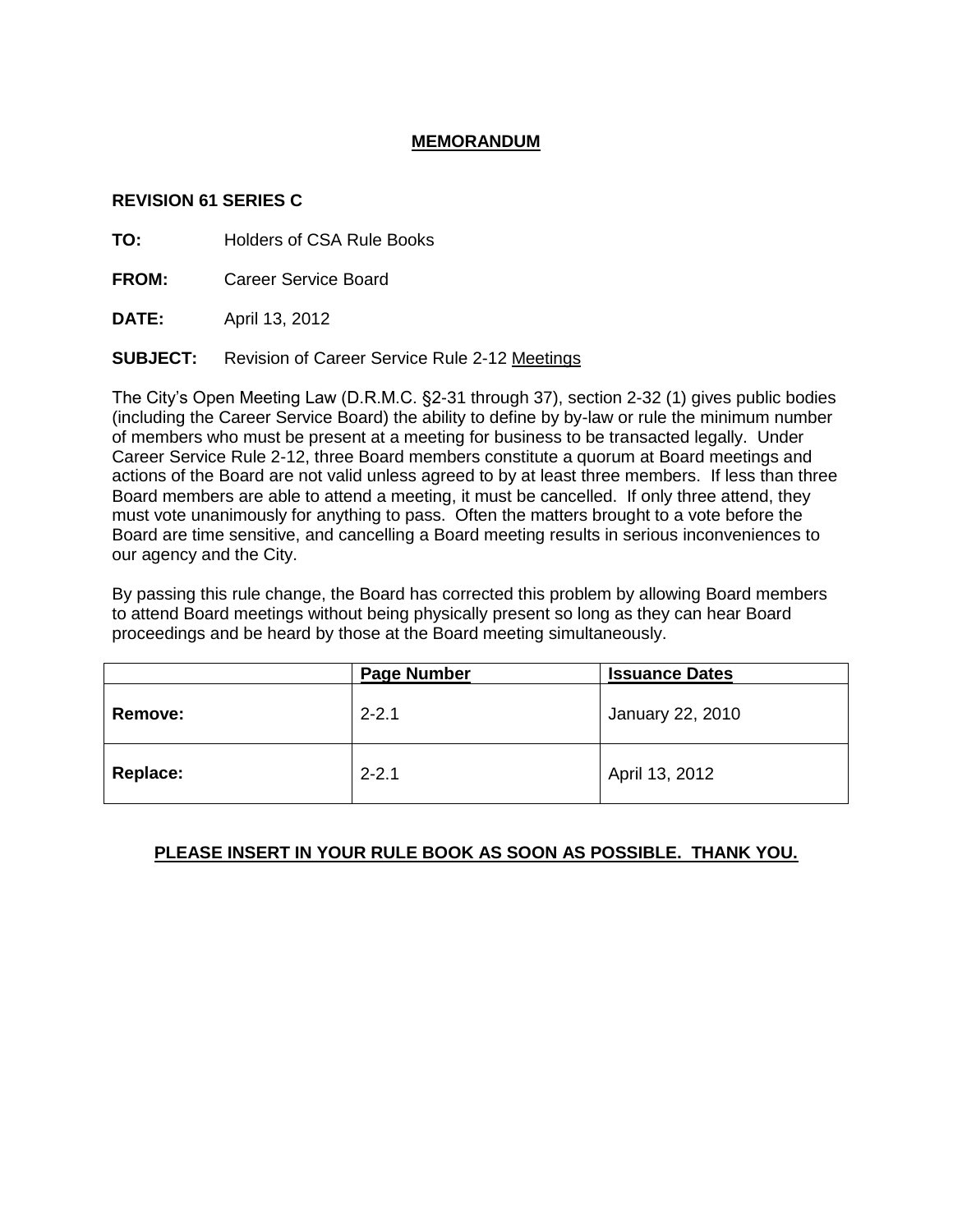# MEMORANDUM

**REVISION 61 SERIES C**

**TO:** Holders of CSA Rule Books

**FROM:** Career Service Board

**DATE:** April 13, 2012

**SUBJECT:** Revision of Career Service Rule 2-12 Meetings

The City's Open Meeting Law (D.R.M.C. §2-31 through 37), section 2-32 (1) gives public bodies (including the Career Service Board) the ability to define by by-law or rule the minimum number of members who must be present at a meeting for business to be transacted legally. Under Career Service Rule 2-12, three Board members constitute a quorum at Board meetings and actions of the Board are not valid unless agreed to by at least three members. If less than three Board members are able to attend a meeting, it must be cancelled. If only three attend, they must vote unanimously for anything to pass. Often the matters brought to a vote before the Board are time sensitive, and cancelling a Board meeting results in serious inconveniences to our agency and the City.

By passing this rule change, the Board has corrected this problem by allowing Board members to attend Board meetings without being physically present so long as they can hear Board proceedings and be heard by those at the Board meeting simultaneously.

| | Page Number | Issuance Dates |
|---|---|---|
| **Remove:** | 2-2.1 | January 22, 2010 |
| **Replace:** | 2-2.1 | April 13, 2012 |

**PLEASE INSERT IN YOUR RULE BOOK AS SOON AS POSSIBLE. THANK YOU.**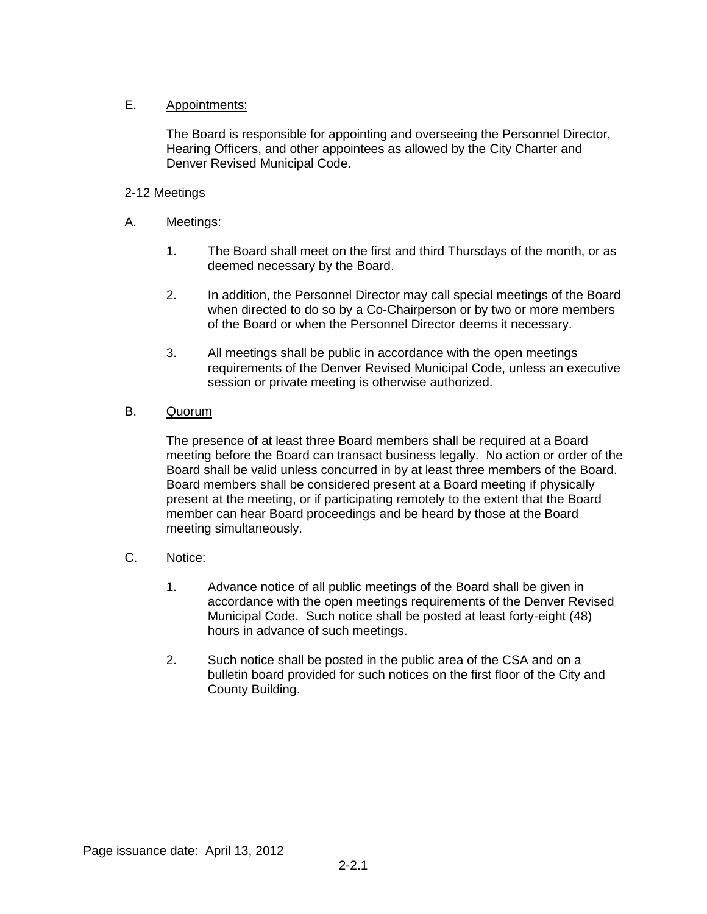E. <u>Appointments:</u>

The Board is responsible for appointing and overseeing the Personnel Director, Hearing Officers, and other appointees as allowed by the City Charter and Denver Revised Municipal Code.

2-12 <u>Meetings</u>

A. <u>Meetings</u>:

1. The Board shall meet on the first and third Thursdays of the month, or as deemed necessary by the Board.

2. In addition, the Personnel Director may call special meetings of the Board when directed to do so by a Co-Chairperson or by two or more members of the Board or when the Personnel Director deems it necessary.

3. All meetings shall be public in accordance with the open meetings requirements of the Denver Revised Municipal Code, unless an executive session or private meeting is otherwise authorized.

B. <u>Quorum</u>

The presence of at least three Board members shall be required at a Board meeting before the Board can transact business legally. No action or order of the Board shall be valid unless concurred in by at least three members of the Board. Board members shall be considered present at a Board meeting if physically present at the meeting, or if participating remotely to the extent that the Board member can hear Board proceedings and be heard by those at the Board meeting simultaneously.

C. <u>Notice</u>:

1. Advance notice of all public meetings of the Board shall be given in accordance with the open meetings requirements of the Denver Revised Municipal Code. Such notice shall be posted at least forty-eight (48) hours in advance of such meetings.

2. Such notice shall be posted in the public area of the CSA and on a bulletin board provided for such notices on the first floor of the City and County Building.

Page issuance date: April 13, 2012